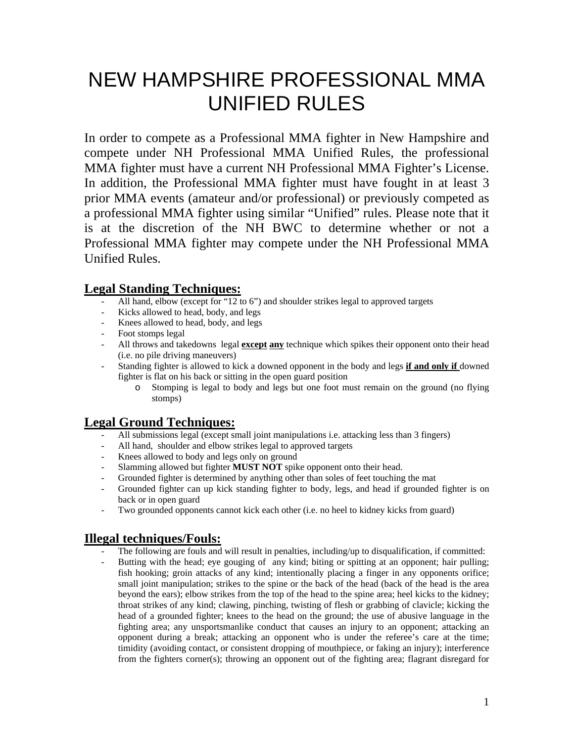# NEW HAMPSHIRE PROFESSIONAL MMA UNIFIED RULES

In order to compete as a Professional MMA fighter in New Hampshire and compete under NH Professional MMA Unified Rules, the professional MMA fighter must have a current NH Professional MMA Fighter's License. In addition, the Professional MMA fighter must have fought in at least 3 prior MMA events (amateur and/or professional) or previously competed as a professional MMA fighter using similar "Unified" rules. Please note that it is at the discretion of the NH BWC to determine whether or not a Professional MMA fighter may compete under the NH Professional MMA Unified Rules.

## Legal Standing Techniques:

- All hand, elbow (except for "12 to 6") and shoulder strikes legal to approved targets
- Kicks allowed to head, body, and legs
- Knees allowed to head, body, and legs
- Foot stomps legal
- All throws and takedowns legal **except** **any** technique which spikes their opponent onto their head (i.e. no pile driving maneuvers)
- Standing fighter is allowed to kick a downed opponent in the body and legs **if and only if** downed fighter is flat on his back or sitting in the open guard position
  - Stomping is legal to body and legs but one foot must remain on the ground (no flying stomps)

## Legal Ground Techniques:

- All submissions legal (except small joint manipulations i.e. attacking less than 3 fingers)
- All hand, shoulder and elbow strikes legal to approved targets
- Knees allowed to body and legs only on ground
- Slamming allowed but fighter **MUST NOT** spike opponent onto their head.
- Grounded fighter is determined by anything other than soles of feet touching the mat
- Grounded fighter can up kick standing fighter to body, legs, and head if grounded fighter is on back or in open guard
- Two grounded opponents cannot kick each other (i.e. no heel to kidney kicks from guard)

## Illegal techniques/Fouls:

- The following are fouls and will result in penalties, including/up to disqualification, if committed:
- Butting with the head; eye gouging of any kind; biting or spitting at an opponent; hair pulling; fish hooking; groin attacks of any kind; intentionally placing a finger in any opponents orifice; small joint manipulation; strikes to the spine or the back of the head (back of the head is the area beyond the ears); elbow strikes from the top of the head to the spine area; heel kicks to the kidney; throat strikes of any kind; clawing, pinching, twisting of flesh or grabbing of clavicle; kicking the head of a grounded fighter; knees to the head on the ground; the use of abusive language in the fighting area; any unsportsmanlike conduct that causes an injury to an opponent; attacking an opponent during a break; attacking an opponent who is under the referee's care at the time; timidity (avoiding contact, or consistent dropping of mouthpiece, or faking an injury); interference from the fighters corner(s); throwing an opponent out of the fighting area; flagrant disregard for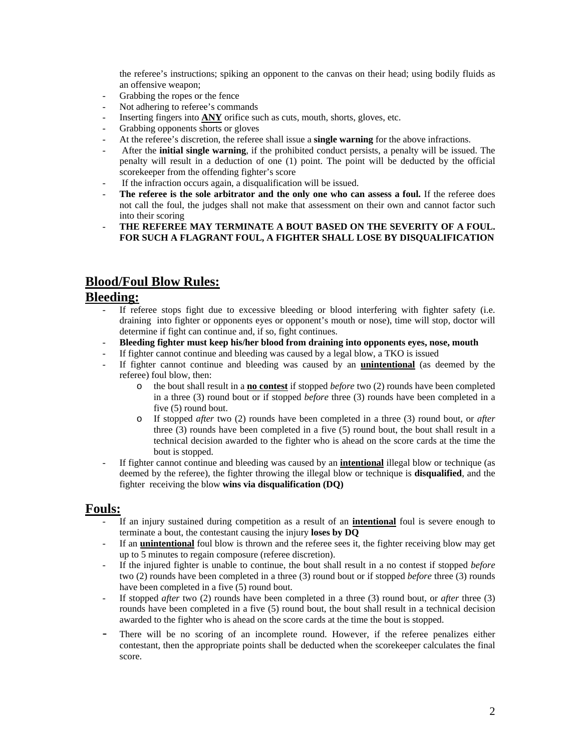the referee's instructions; spiking an opponent to the canvas on their head; using bodily fluids as an offensive weapon;

- Grabbing the ropes or the fence
- Not adhering to referee's commands
- Inserting fingers into **ANY** orifice such as cuts, mouth, shorts, gloves, etc.
- Grabbing opponents shorts or gloves
- At the referee's discretion, the referee shall issue a **single warning** for the above infractions.
- After the **initial single warning**, if the prohibited conduct persists, a penalty will be issued. The penalty will result in a deduction of one (1) point. The point will be deducted by the official scorekeeper from the offending fighter's score
- If the infraction occurs again, a disqualification will be issued.
- **The referee is the sole arbitrator and the only one who can assess a foul.** If the referee does not call the foul, the judges shall not make that assessment on their own and cannot factor such into their scoring
- **THE REFEREE MAY TERMINATE A BOUT BASED ON THE SEVERITY OF A FOUL. FOR SUCH A FLAGRANT FOUL, A FIGHTER SHALL LOSE BY DISQUALIFICATION**

## Blood/Foul Blow Rules:

## Bleeding:

- If referee stops fight due to excessive bleeding or blood interfering with fighter safety (i.e. draining into fighter or opponents eyes or opponent's mouth or nose), time will stop, doctor will determine if fight can continue and, if so, fight continues.
- **Bleeding fighter must keep his/her blood from draining into opponents eyes, nose, mouth**
- If fighter cannot continue and bleeding was caused by a legal blow, a TKO is issued
- If fighter cannot continue and bleeding was caused by an **unintentional** (as deemed by the referee) foul blow, then:
  - the bout shall result in a **no contest** if stopped *before* two (2) rounds have been completed in a three (3) round bout or if stopped *before* three (3) rounds have been completed in a five (5) round bout.
  - If stopped *after* two (2) rounds have been completed in a three (3) round bout, or *after* three (3) rounds have been completed in a five (5) round bout, the bout shall result in a technical decision awarded to the fighter who is ahead on the score cards at the time the bout is stopped.
- If fighter cannot continue and bleeding was caused by an **intentional** illegal blow or technique (as deemed by the referee), the fighter throwing the illegal blow or technique is **disqualified**, and the fighter receiving the blow **wins via disqualification (DQ)**

## Fouls:

- If an injury sustained during competition as a result of an **intentional** foul is severe enough to terminate a bout, the contestant causing the injury **loses by DQ**
- If an **unintentional** foul blow is thrown and the referee sees it, the fighter receiving blow may get up to 5 minutes to regain composure (referee discretion).
- If the injured fighter is unable to continue, the bout shall result in a no contest if stopped *before* two (2) rounds have been completed in a three (3) round bout or if stopped *before* three (3) rounds have been completed in a five (5) round bout.
- If stopped *after* two (2) rounds have been completed in a three (3) round bout, or *after* three (3) rounds have been completed in a five (5) round bout, the bout shall result in a technical decision awarded to the fighter who is ahead on the score cards at the time the bout is stopped.
- There will be no scoring of an incomplete round. However, if the referee penalizes either contestant, then the appropriate points shall be deducted when the scorekeeper calculates the final score.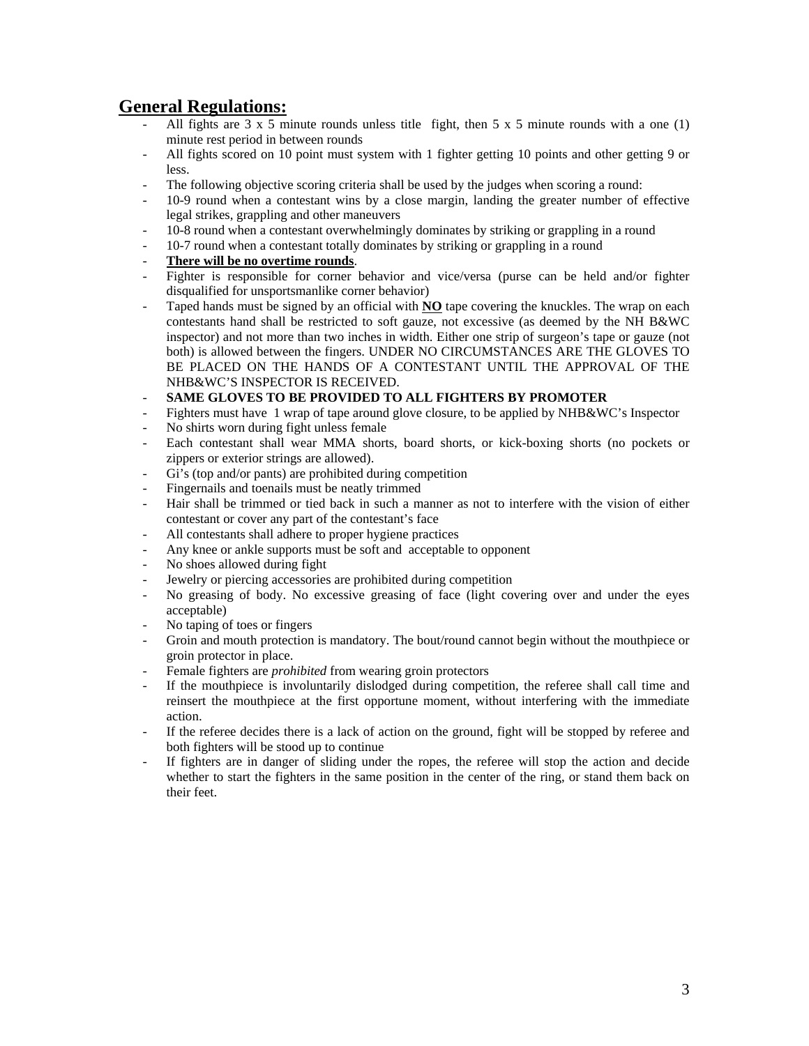## General Regulations:

- All fights are 3 x 5 minute rounds unless title fight, then 5 x 5 minute rounds with a one (1) minute rest period in between rounds
- All fights scored on 10 point must system with 1 fighter getting 10 points and other getting 9 or less.
- The following objective scoring criteria shall be used by the judges when scoring a round:
- 10-9 round when a contestant wins by a close margin, landing the greater number of effective legal strikes, grappling and other maneuvers
- 10-8 round when a contestant overwhelmingly dominates by striking or grappling in a round
- 10-7 round when a contestant totally dominates by striking or grappling in a round
- <u>**There will be no overtime rounds**</u>.
- Fighter is responsible for corner behavior and vice/versa (purse can be held and/or fighter disqualified for unsportsmanlike corner behavior)
- Taped hands must be signed by an official with <u>**NO**</u> tape covering the knuckles. The wrap on each contestants hand shall be restricted to soft gauze, not excessive (as deemed by the NH B&WC inspector) and not more than two inches in width. Either one strip of surgeon's tape or gauze (not both) is allowed between the fingers. UNDER NO CIRCUMSTANCES ARE THE GLOVES TO BE PLACED ON THE HANDS OF A CONTESTANT UNTIL THE APPROVAL OF THE NHB&WC'S INSPECTOR IS RECEIVED.
- **SAME GLOVES TO BE PROVIDED TO ALL FIGHTERS BY PROMOTER**
- Fighters must have 1 wrap of tape around glove closure, to be applied by NHB&WC's Inspector
- No shirts worn during fight unless female
- Each contestant shall wear MMA shorts, board shorts, or kick-boxing shorts (no pockets or zippers or exterior strings are allowed).
- Gi's (top and/or pants) are prohibited during competition
- Fingernails and toenails must be neatly trimmed
- Hair shall be trimmed or tied back in such a manner as not to interfere with the vision of either contestant or cover any part of the contestant's face
- All contestants shall adhere to proper hygiene practices
- Any knee or ankle supports must be soft and acceptable to opponent
- No shoes allowed during fight
- Jewelry or piercing accessories are prohibited during competition
- No greasing of body. No excessive greasing of face (light covering over and under the eyes acceptable)
- No taping of toes or fingers
- Groin and mouth protection is mandatory. The bout/round cannot begin without the mouthpiece or groin protector in place.
- Female fighters are *prohibited* from wearing groin protectors
- If the mouthpiece is involuntarily dislodged during competition, the referee shall call time and reinsert the mouthpiece at the first opportune moment, without interfering with the immediate action.
- If the referee decides there is a lack of action on the ground, fight will be stopped by referee and both fighters will be stood up to continue
- If fighters are in danger of sliding under the ropes, the referee will stop the action and decide whether to start the fighters in the same position in the center of the ring, or stand them back on their feet.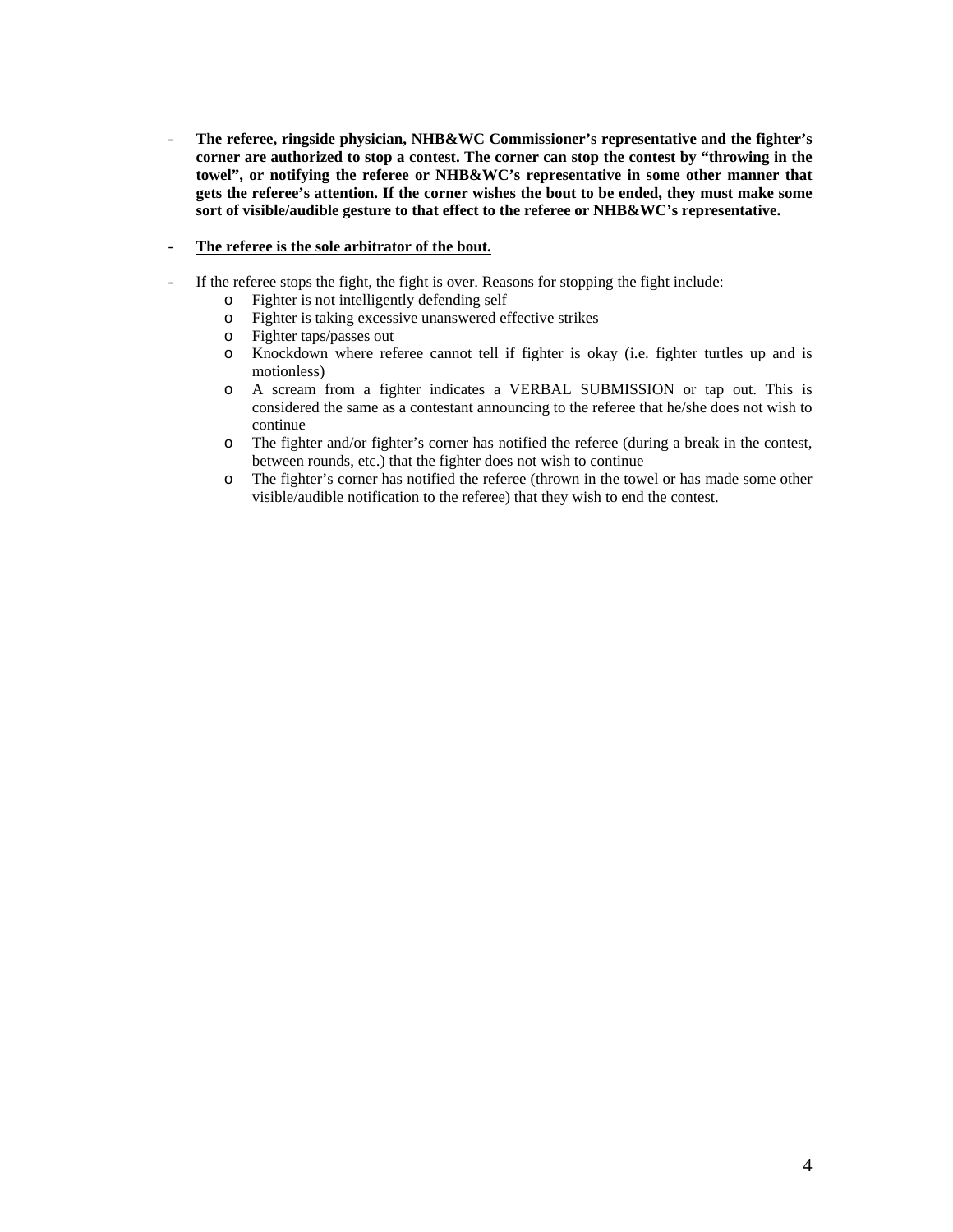- **The referee, ringside physician, NHB&WC Commissioner's representative and the fighter's corner are authorized to stop a contest. The corner can stop the contest by "throwing in the towel", or notifying the referee or NHB&WC's representative in some other manner that gets the referee's attention. If the corner wishes the bout to be ended, they must make some sort of visible/audible gesture to that effect to the referee or NHB&WC's representative.**

- <u>**The referee is the sole arbitrator of the bout.**</u>

- If the referee stops the fight, the fight is over. Reasons for stopping the fight include:
    - Fighter is not intelligently defending self
    - Fighter is taking excessive unanswered effective strikes
    - Fighter taps/passes out
    - Knockdown where referee cannot tell if fighter is okay (i.e. fighter turtles up and is motionless)
    - A scream from a fighter indicates a VERBAL SUBMISSION or tap out. This is considered the same as a contestant announcing to the referee that he/she does not wish to continue
    - The fighter and/or fighter's corner has notified the referee (during a break in the contest, between rounds, etc.) that the fighter does not wish to continue
    - The fighter's corner has notified the referee (thrown in the towel or has made some other visible/audible notification to the referee) that they wish to end the contest.